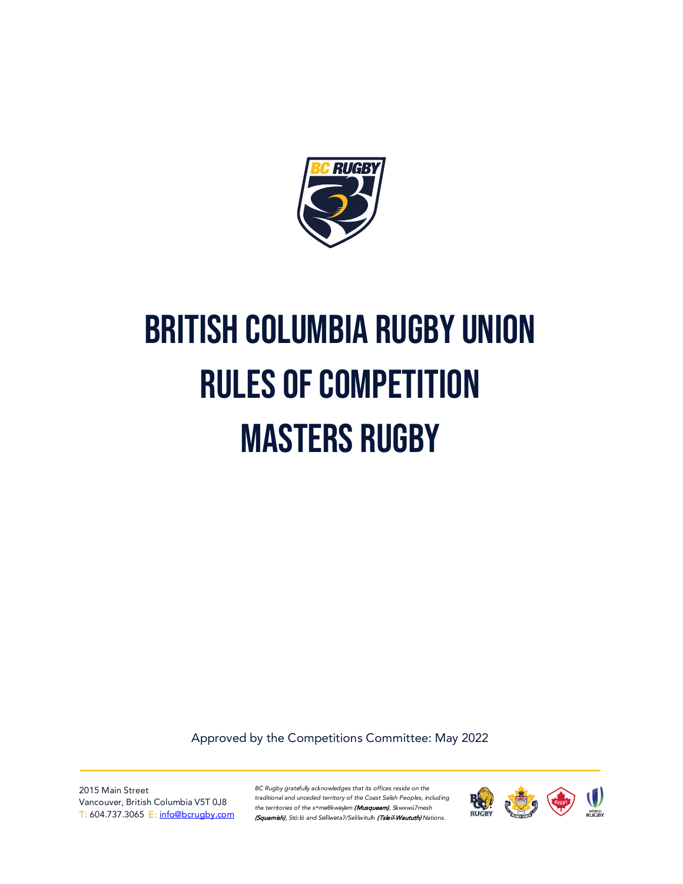# BRITISH COLUMBIA RUGBY UNION RULES OF COMPETITION MASTERS RUGBY

Approved by the Competitions Committee: May 2022

2015 Main Street
Vancouver, British Columbia V5T 0J8
T: 604.737.3065 E: info@bcrugby.com

*BC Rugby gratefully acknowledges that its offices reside on the traditional and unceded territory of the Coast Salish Peoples, including the territories of the xʷməθkʷəy̓əm* ***(Musqueam)****, Skwxwú7mesh* ***(Squamish)****, Stó:lō and Səl̓ílwətaʔ/Selilwitulh* ***(Tsleil-Waututh)*** *Nations.*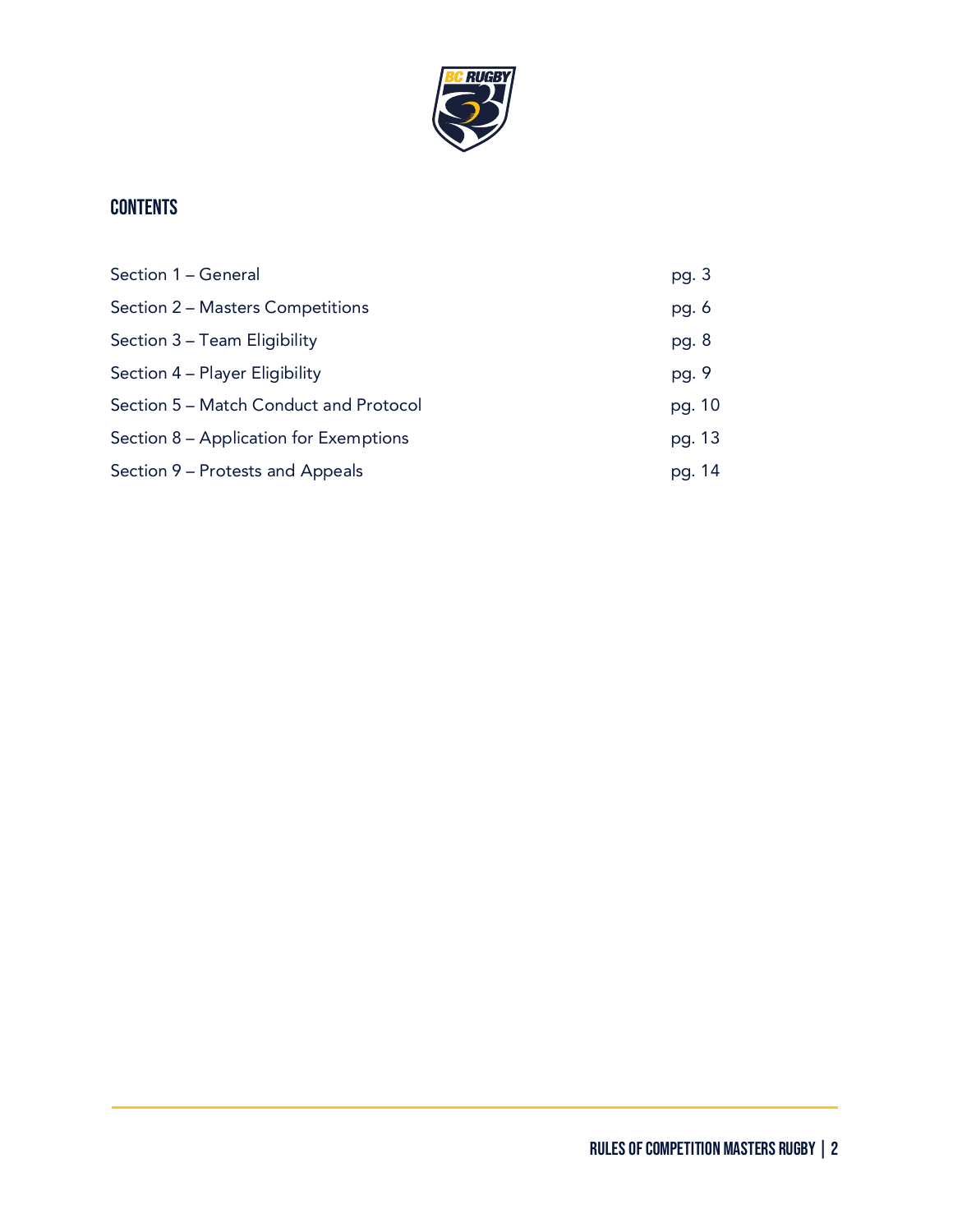## CONTENTS

| | |
|---|---|
| Section 1 – General | pg. 3 |
| Section 2 – Masters Competitions | pg. 6 |
| Section 3 – Team Eligibility | pg. 8 |
| Section 4 – Player Eligibility | pg. 9 |
| Section 5 – Match Conduct and Protocol | pg. 10 |
| Section 8 – Application for Exemptions | pg. 13 |
| Section 9 – Protests and Appeals | pg. 14 |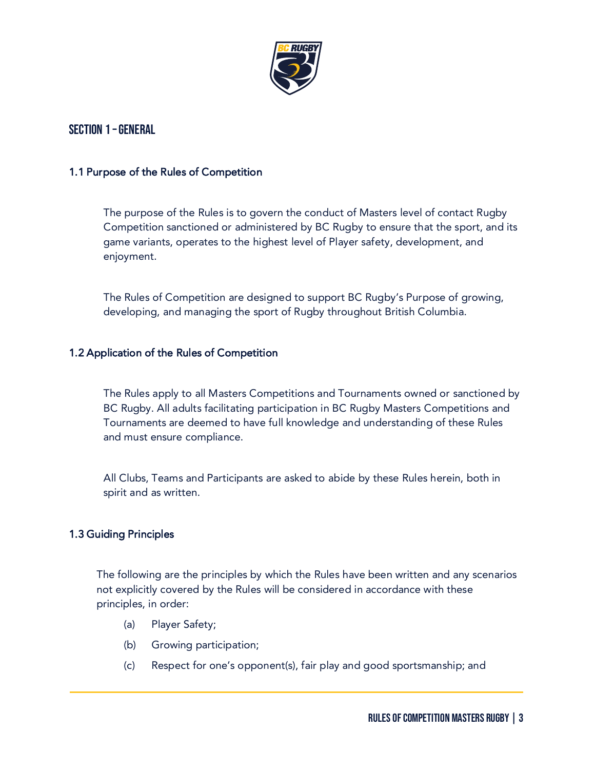# Section 1 – General

## 1.1 Purpose of the Rules of Competition

The purpose of the Rules is to govern the conduct of Masters level of contact Rugby Competition sanctioned or administered by BC Rugby to ensure that the sport, and its game variants, operates to the highest level of Player safety, development, and enjoyment.

The Rules of Competition are designed to support BC Rugby's Purpose of growing, developing, and managing the sport of Rugby throughout British Columbia.

## 1.2 Application of the Rules of Competition

The Rules apply to all Masters Competitions and Tournaments owned or sanctioned by BC Rugby. All adults facilitating participation in BC Rugby Masters Competitions and Tournaments are deemed to have full knowledge and understanding of these Rules and must ensure compliance.

All Clubs, Teams and Participants are asked to abide by these Rules herein, both in spirit and as written.

## 1.3 Guiding Principles

The following are the principles by which the Rules have been written and any scenarios not explicitly covered by the Rules will be considered in accordance with these principles, in order:

(a) Player Safety;

(b) Growing participation;

(c) Respect for one's opponent(s), fair play and good sportsmanship; and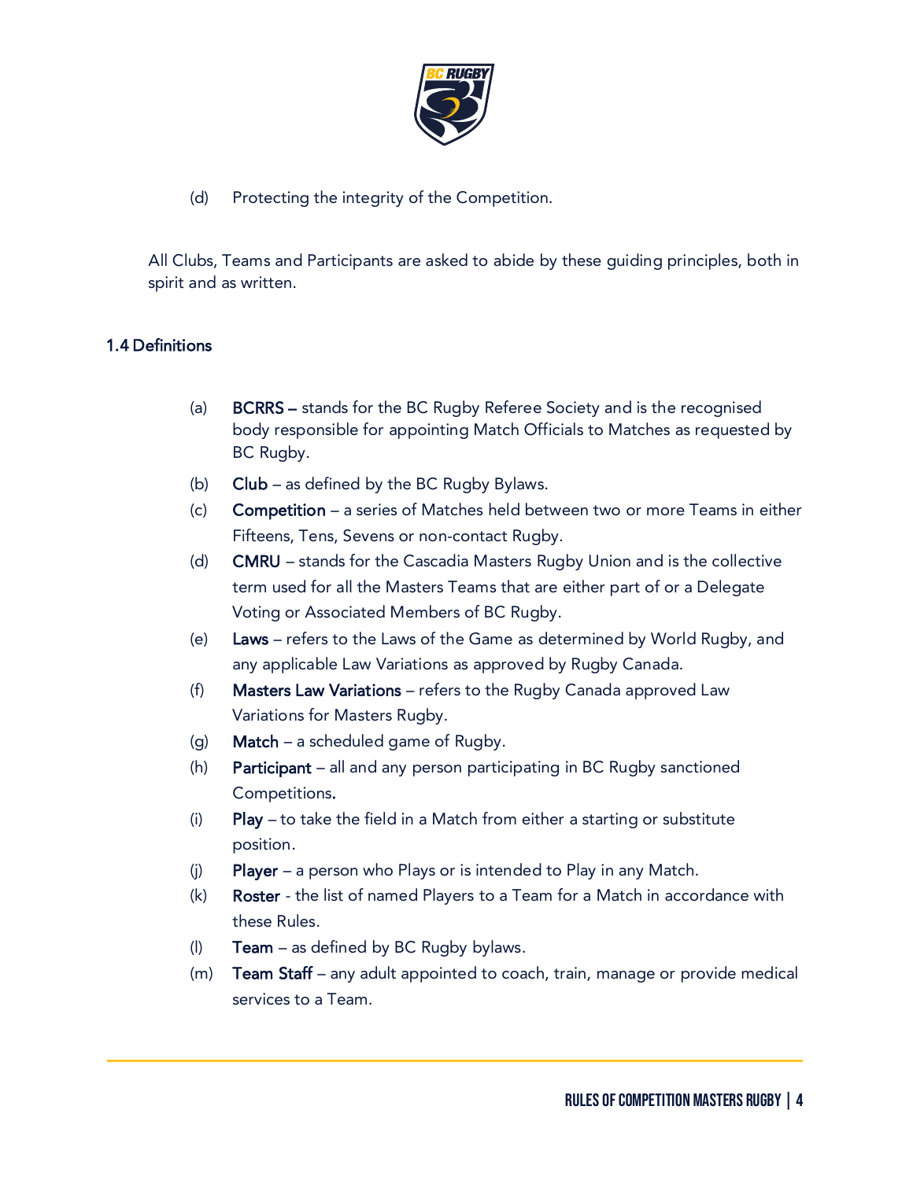(d) Protecting the integrity of the Competition.

All Clubs, Teams and Participants are asked to abide by these guiding principles, both in spirit and as written.

### 1.4 Definitions

(a) **BCRRS –** stands for the BC Rugby Referee Society and is the recognised body responsible for appointing Match Officials to Matches as requested by BC Rugby.

(b) **Club** – as defined by the BC Rugby Bylaws.

(c) **Competition** – a series of Matches held between two or more Teams in either Fifteens, Tens, Sevens or non-contact Rugby.

(d) **CMRU** – stands for the Cascadia Masters Rugby Union and is the collective term used for all the Masters Teams that are either part of or a Delegate Voting or Associated Members of BC Rugby.

(e) **Laws** – refers to the Laws of the Game as determined by World Rugby, and any applicable Law Variations as approved by Rugby Canada.

(f) **Masters Law Variations** – refers to the Rugby Canada approved Law Variations for Masters Rugby.

(g) **Match** – a scheduled game of Rugby.

(h) **Participant** – all and any person participating in BC Rugby sanctioned Competitions.

(i) **Play** – to take the field in a Match from either a starting or substitute position.

(j) **Player** – a person who Plays or is intended to Play in any Match.

(k) **Roster** - the list of named Players to a Team for a Match in accordance with these Rules.

(l) **Team** – as defined by BC Rugby bylaws.

(m) **Team Staff** – any adult appointed to coach, train, manage or provide medical services to a Team.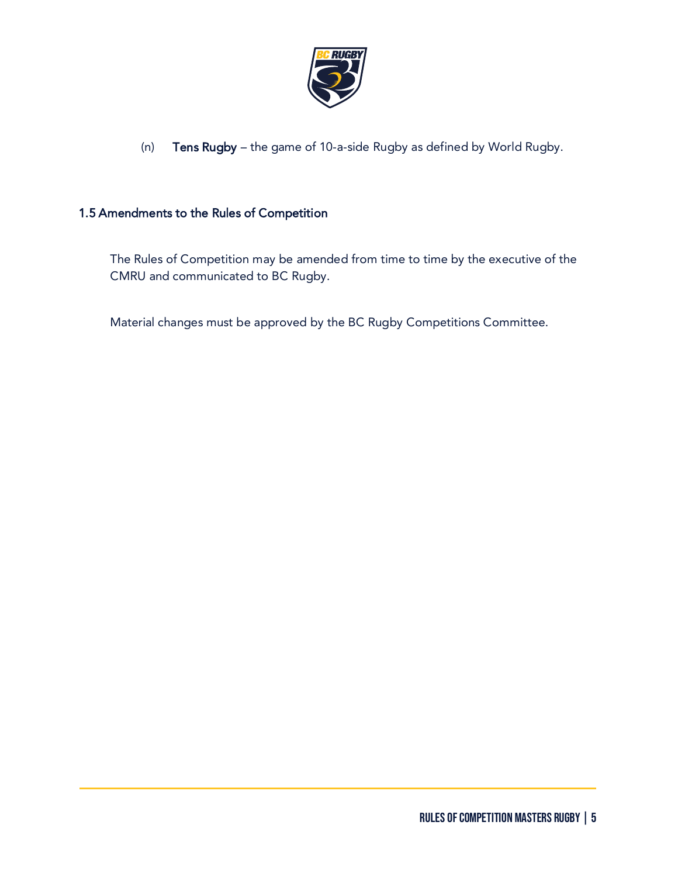(n) **Tens Rugby** – the game of 10-a-side Rugby as defined by World Rugby.

### 1.5 Amendments to the Rules of Competition

The Rules of Competition may be amended from time to time by the executive of the CMRU and communicated to BC Rugby.

Material changes must be approved by the BC Rugby Competitions Committee.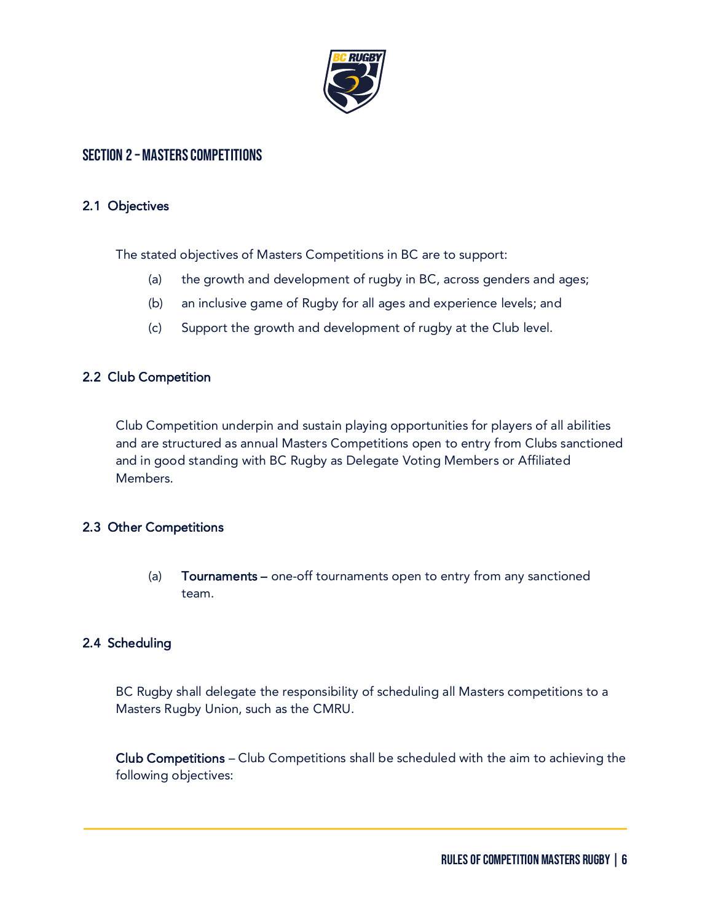## SECTION 2 – MASTERS COMPETITIONS

### 2.1 Objectives

The stated objectives of Masters Competitions in BC are to support:

(a) the growth and development of rugby in BC, across genders and ages;

(b) an inclusive game of Rugby for all ages and experience levels; and

(c) Support the growth and development of rugby at the Club level.

### 2.2 Club Competition

Club Competition underpin and sustain playing opportunities for players of all abilities and are structured as annual Masters Competitions open to entry from Clubs sanctioned and in good standing with BC Rugby as Delegate Voting Members or Affiliated Members.

### 2.3 Other Competitions

(a) **Tournaments –** one-off tournaments open to entry from any sanctioned team.

### 2.4 Scheduling

BC Rugby shall delegate the responsibility of scheduling all Masters competitions to a Masters Rugby Union, such as the CMRU.

**Club Competitions** – Club Competitions shall be scheduled with the aim to achieving the following objectives: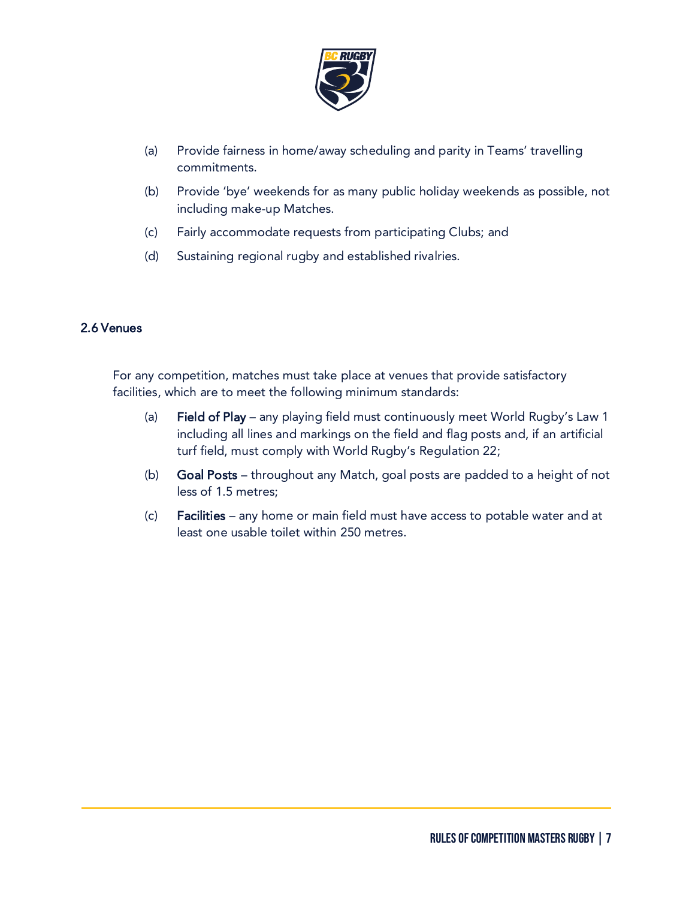(a) Provide fairness in home/away scheduling and parity in Teams' travelling commitments.

(b) Provide 'bye' weekends for as many public holiday weekends as possible, not including make-up Matches.

(c) Fairly accommodate requests from participating Clubs; and

(d) Sustaining regional rugby and established rivalries.

## 2.6 Venues

For any competition, matches must take place at venues that provide satisfactory facilities, which are to meet the following minimum standards:

(a) **Field of Play** – any playing field must continuously meet World Rugby's Law 1 including all lines and markings on the field and flag posts and, if an artificial turf field, must comply with World Rugby's Regulation 22;

(b) **Goal Posts** – throughout any Match, goal posts are padded to a height of not less of 1.5 metres;

(c) **Facilities** – any home or main field must have access to potable water and at least one usable toilet within 250 metres.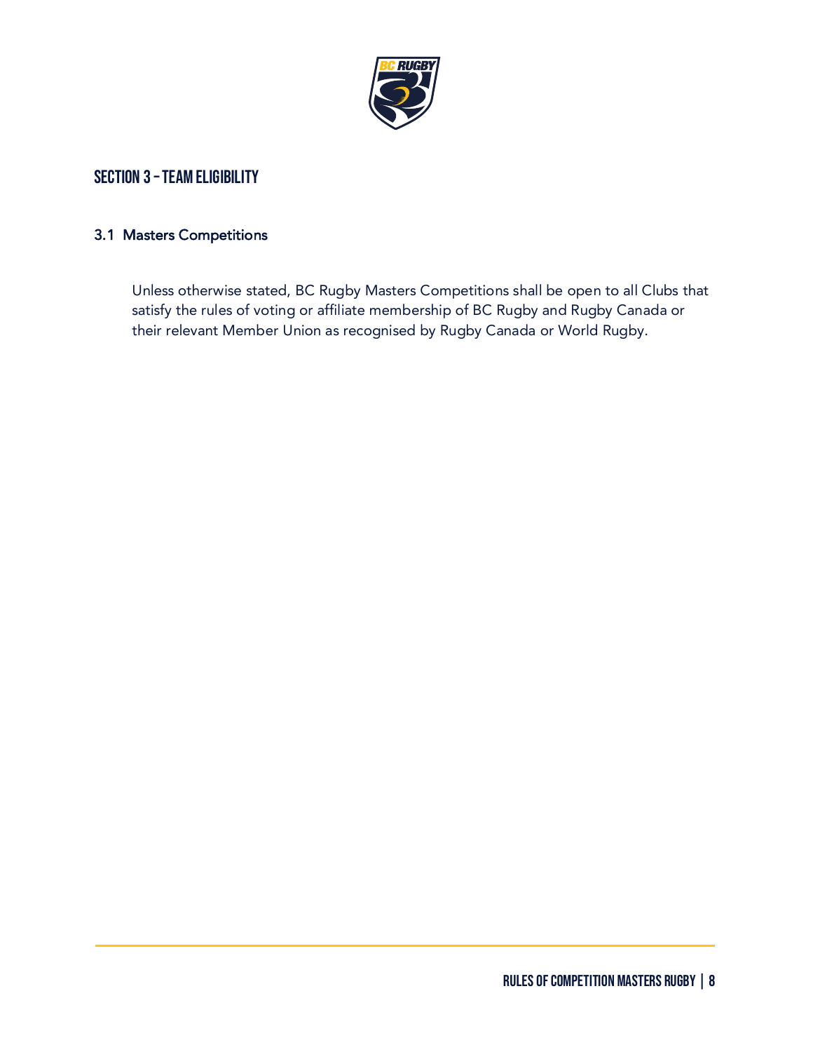# SECTION 3 – TEAM ELIGIBILITY

## 3.1 Masters Competitions

Unless otherwise stated, BC Rugby Masters Competitions shall be open to all Clubs that satisfy the rules of voting or affiliate membership of BC Rugby and Rugby Canada or their relevant Member Union as recognised by Rugby Canada or World Rugby.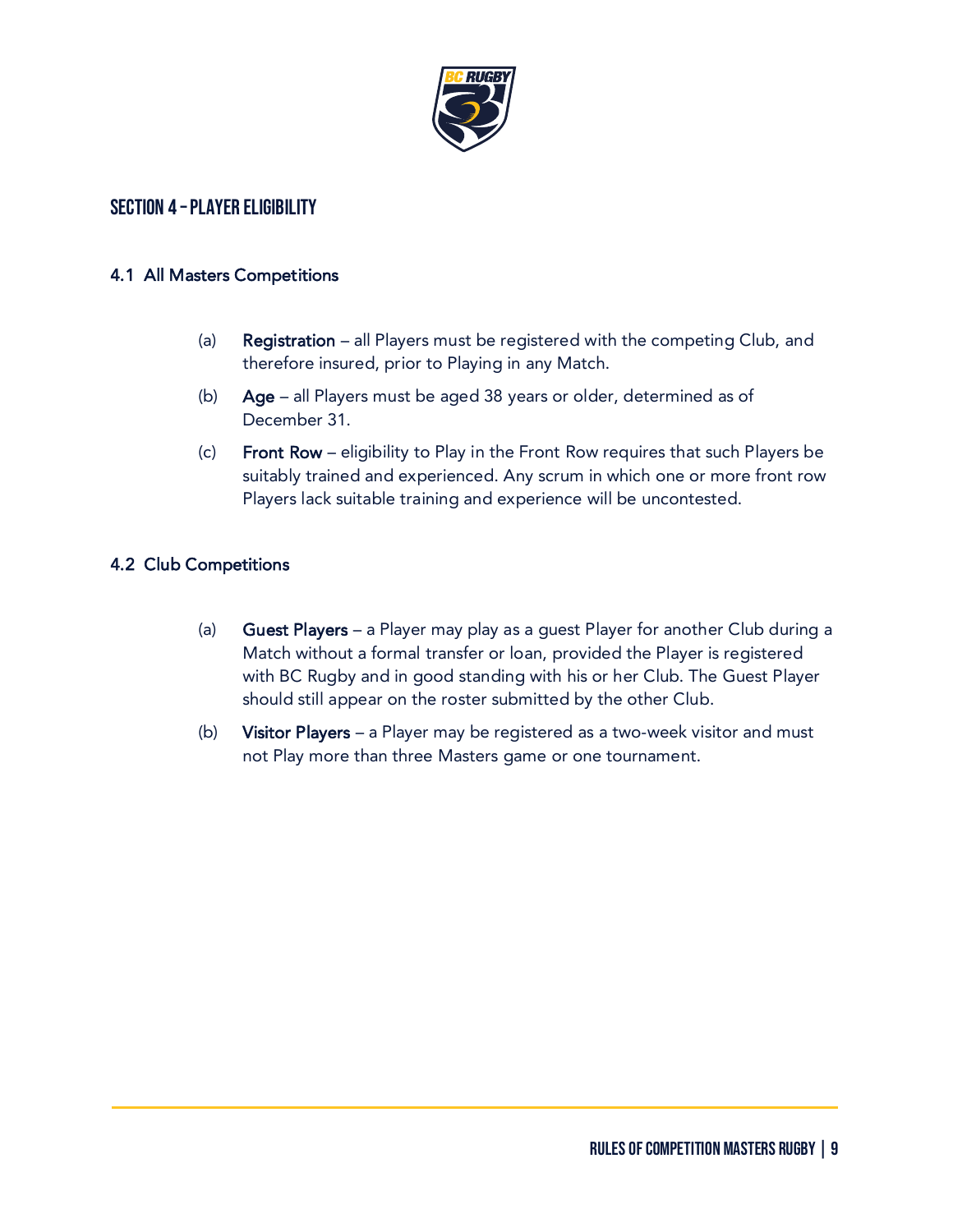## Section 4 – Player Eligibility

### 4.1 All Masters Competitions

(a) **Registration** – all Players must be registered with the competing Club, and therefore insured, prior to Playing in any Match.

(b) **Age** – all Players must be aged 38 years or older, determined as of December 31.

(c) **Front Row** – eligibility to Play in the Front Row requires that such Players be suitably trained and experienced. Any scrum in which one or more front row Players lack suitable training and experience will be uncontested.

### 4.2 Club Competitions

(a) **Guest Players** – a Player may play as a guest Player for another Club during a Match without a formal transfer or loan, provided the Player is registered with BC Rugby and in good standing with his or her Club. The Guest Player should still appear on the roster submitted by the other Club.

(b) **Visitor Players** – a Player may be registered as a two-week visitor and must not Play more than three Masters game or one tournament.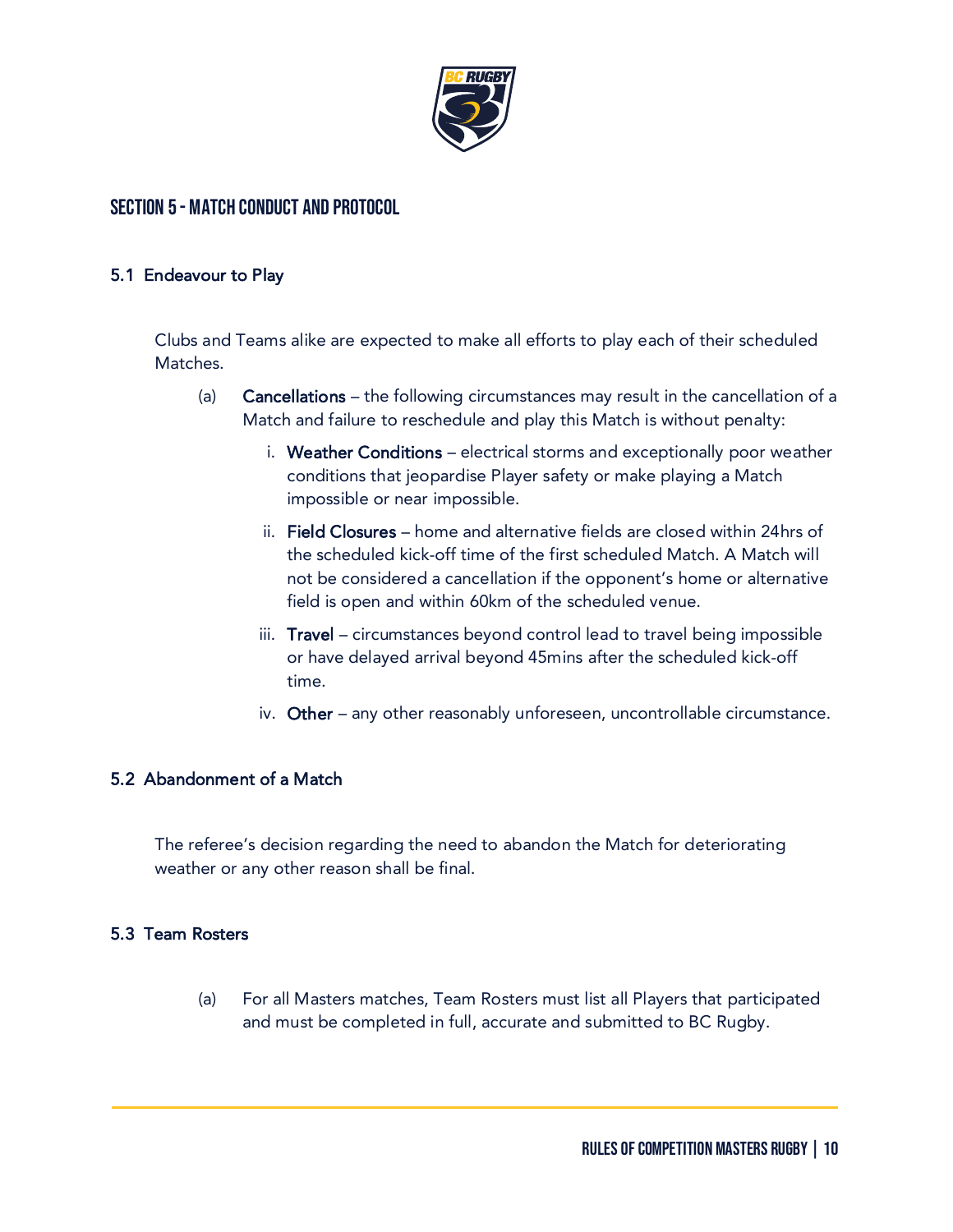## SECTION 5 - MATCH CONDUCT AND PROTOCOL

### 5.1 Endeavour to Play

Clubs and Teams alike are expected to make all efforts to play each of their scheduled Matches.

(a) **Cancellations** – the following circumstances may result in the cancellation of a Match and failure to reschedule and play this Match is without penalty:

i. **Weather Conditions** – electrical storms and exceptionally poor weather conditions that jeopardise Player safety or make playing a Match impossible or near impossible.

ii. **Field Closures** – home and alternative fields are closed within 24hrs of the scheduled kick-off time of the first scheduled Match. A Match will not be considered a cancellation if the opponent's home or alternative field is open and within 60km of the scheduled venue.

iii. **Travel** – circumstances beyond control lead to travel being impossible or have delayed arrival beyond 45mins after the scheduled kick-off time.

iv. **Other** – any other reasonably unforeseen, uncontrollable circumstance.

### 5.2 Abandonment of a Match

The referee's decision regarding the need to abandon the Match for deteriorating weather or any other reason shall be final.

### 5.3 Team Rosters

(a) For all Masters matches, Team Rosters must list all Players that participated and must be completed in full, accurate and submitted to BC Rugby.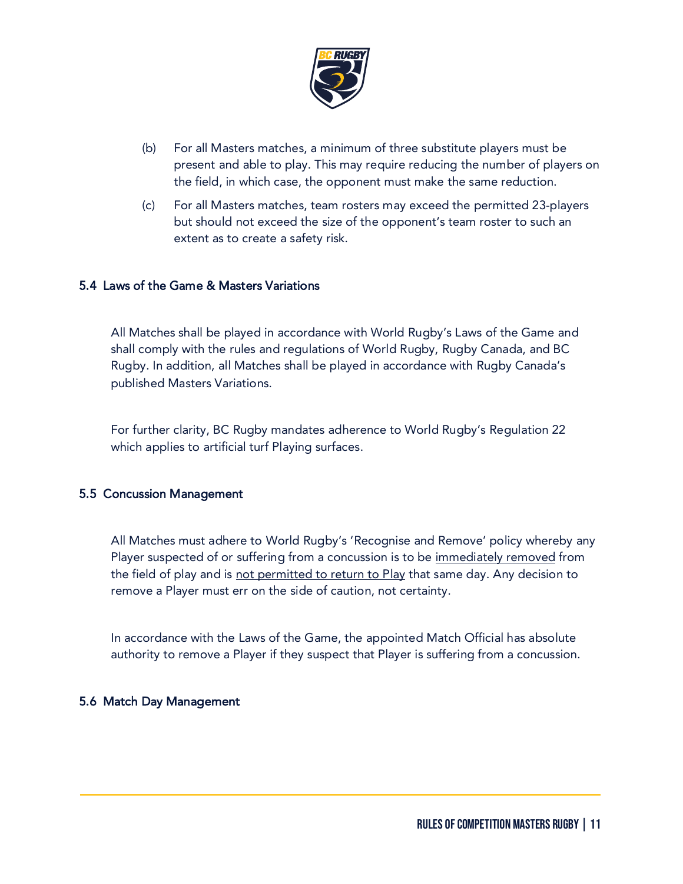(b) For all Masters matches, a minimum of three substitute players must be present and able to play. This may require reducing the number of players on the field, in which case, the opponent must make the same reduction.

(c) For all Masters matches, team rosters may exceed the permitted 23-players but should not exceed the size of the opponent's team roster to such an extent as to create a safety risk.

### 5.4 Laws of the Game & Masters Variations

All Matches shall be played in accordance with World Rugby's Laws of the Game and shall comply with the rules and regulations of World Rugby, Rugby Canada, and BC Rugby. In addition, all Matches shall be played in accordance with Rugby Canada's published Masters Variations.

For further clarity, BC Rugby mandates adherence to World Rugby's Regulation 22 which applies to artificial turf Playing surfaces.

### 5.5 Concussion Management

All Matches must adhere to World Rugby's 'Recognise and Remove' policy whereby any Player suspected of or suffering from a concussion is to be immediately removed from the field of play and is not permitted to return to Play that same day. Any decision to remove a Player must err on the side of caution, not certainty.

In accordance with the Laws of the Game, the appointed Match Official has absolute authority to remove a Player if they suspect that Player is suffering from a concussion.

### 5.6 Match Day Management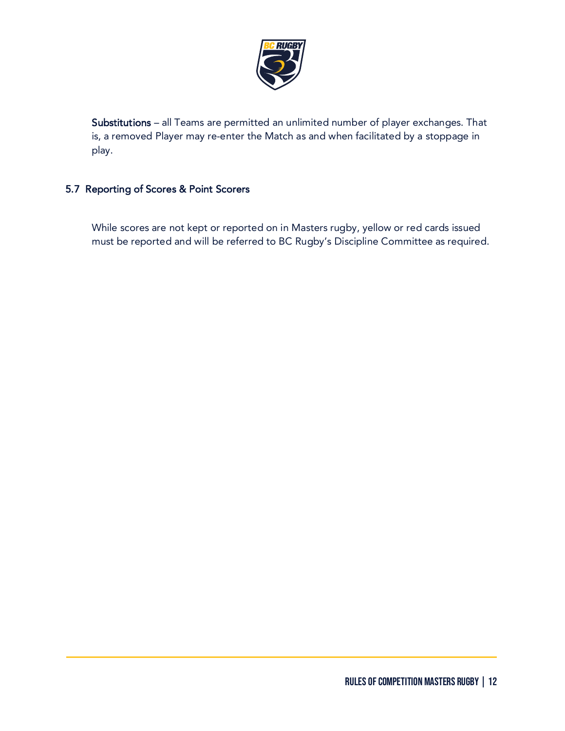**Substitutions** – all Teams are permitted an unlimited number of player exchanges. That is, a removed Player may re-enter the Match as and when facilitated by a stoppage in play.

## 5.7 Reporting of Scores & Point Scorers

While scores are not kept or reported on in Masters rugby, yellow or red cards issued must be reported and will be referred to BC Rugby's Discipline Committee as required.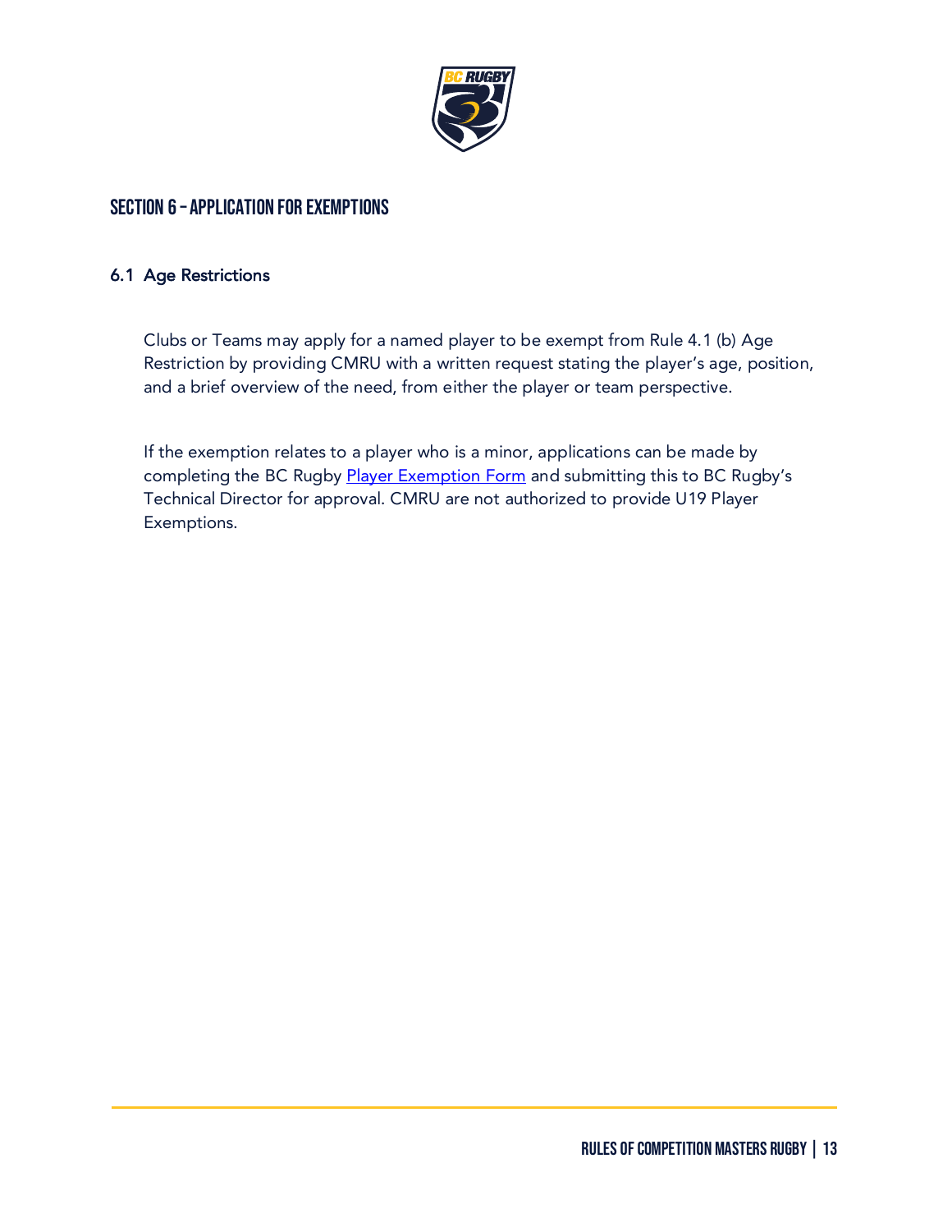## SECTION 6 – APPLICATION FOR EXEMPTIONS

### 6.1 Age Restrictions

Clubs or Teams may apply for a named player to be exempt from Rule 4.1 (b) Age Restriction by providing CMRU with a written request stating the player's age, position, and a brief overview of the need, from either the player or team perspective.

If the exemption relates to a player who is a minor, applications can be made by completing the BC Rugby Player Exemption Form and submitting this to BC Rugby's Technical Director for approval. CMRU are not authorized to provide U19 Player Exemptions.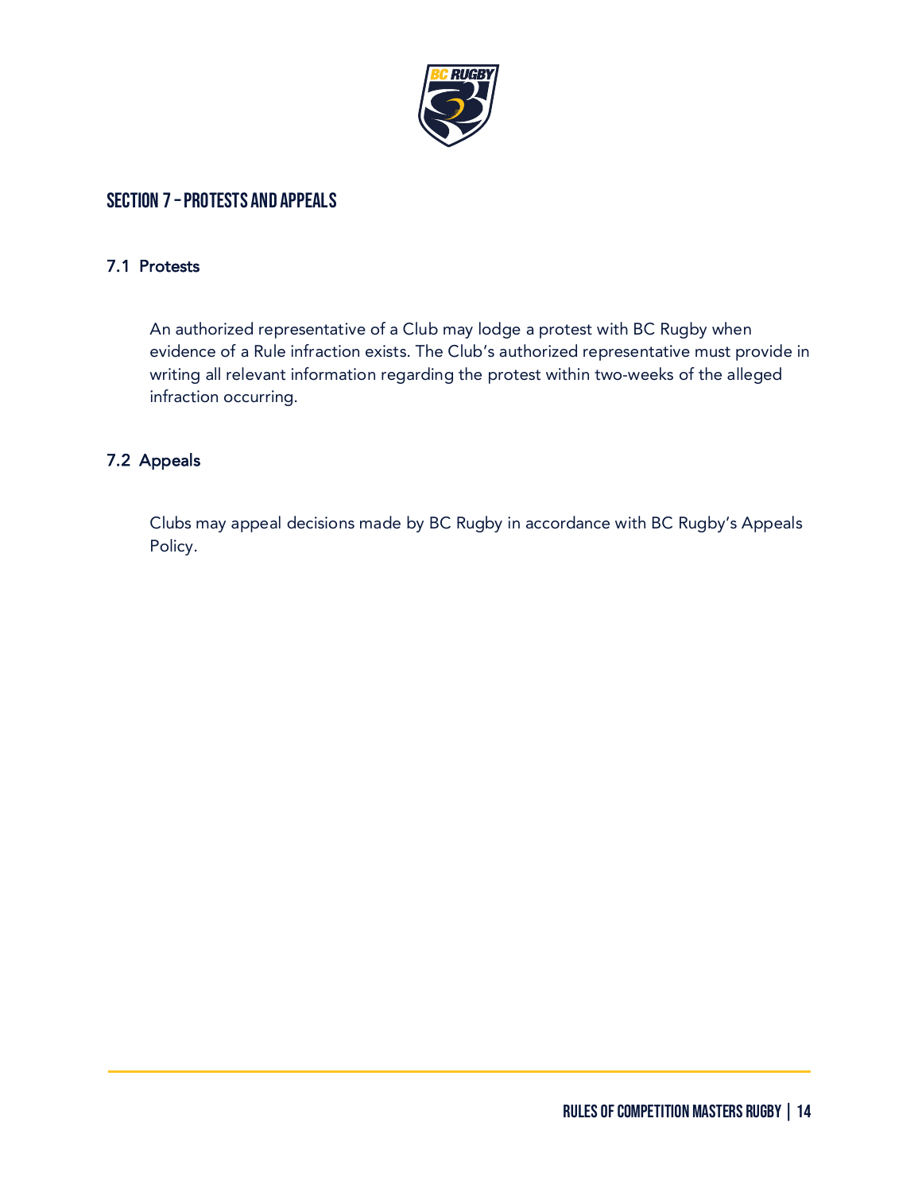## Section 7 – Protests and Appeals

### 7.1 Protests

An authorized representative of a Club may lodge a protest with BC Rugby when evidence of a Rule infraction exists. The Club's authorized representative must provide in writing all relevant information regarding the protest within two-weeks of the alleged infraction occurring.

### 7.2 Appeals

Clubs may appeal decisions made by BC Rugby in accordance with BC Rugby's Appeals Policy.